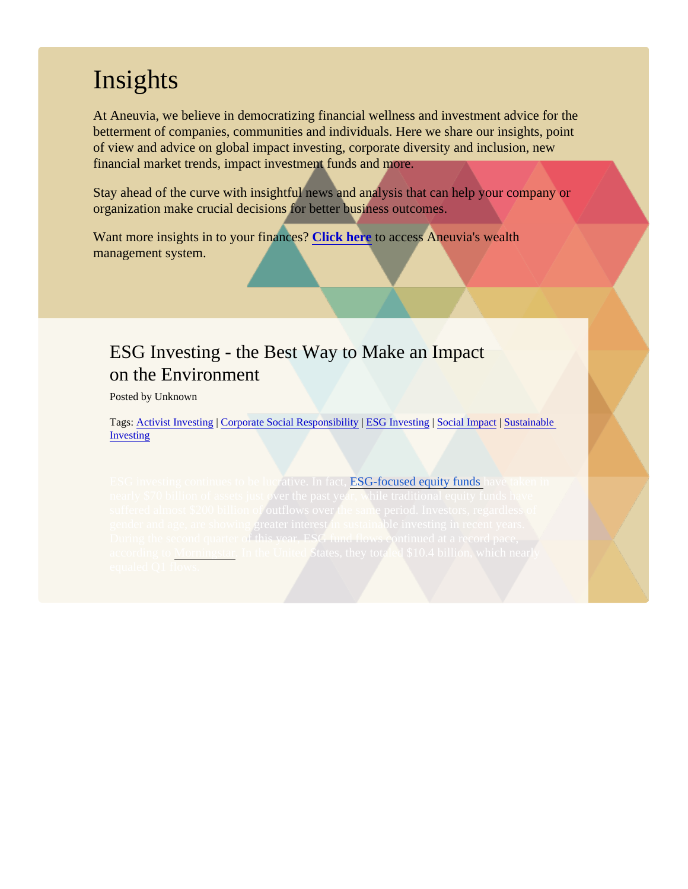# Insights

At Aneuvia, we believe in democratizing financial wellness and investment advice for the betterment of companies, communities and individuals. Here we share our insights, point of view and advice on global impact investing, corporate diversity and inclusion, new financial market trends, impact investment funds and more.

Stay ahead of the curve with insightful news and analysis that can help your company or organization make crucial decisions for better business outcomes.

Want more insights in to your finances? **Click here** to access Aneuvia's wealth management system.

## ESG Investing - the Best Way to Make an Impact on the Environment

Posted by Unknown

Tags: Activist Investing | Corporate Social Responsibility | ESG Investing | Social Impact | Sustainable Investing

ESG investing continues to be lucrative. In fact, ESG-focused equity funds have taken in nearly $70 billion of assets just over the past year, while traditional equity funds have suffered almost $200 billion of outflows over the same period. Investors, regardless of gender and age, are showing greater interest in sustainable investing in recent years. During the second quarter of this year, ESG fund flows continued at a record pace, according to Morningstar. In the United States, they totaled $10.4 billion, which nearly equaled Q1 flows.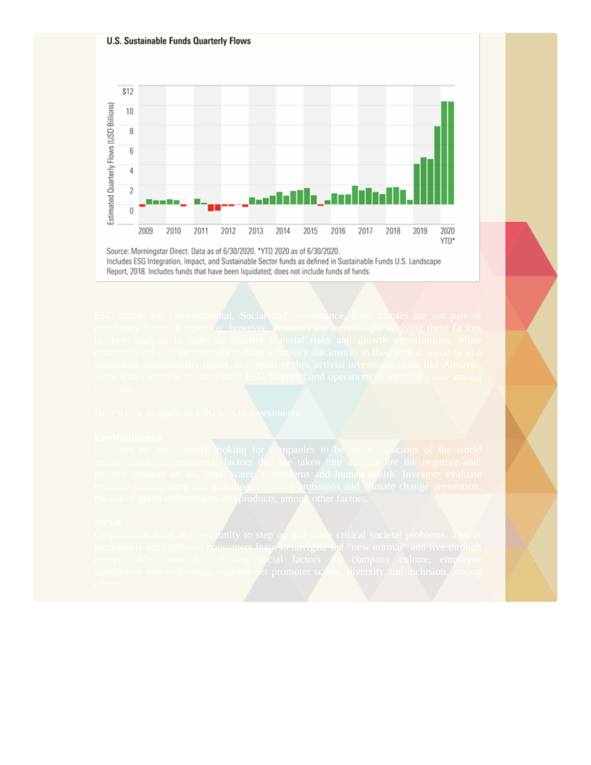**U.S. Sustainable Funds Quarterly Flows**

Source: Morningstar Direct. Data as of 6/30/2020. *YTD 2020 as of 6/30/2020.
Includes ESG Integration, Impact, and Sustainable Sector funds as defined in Sustainable Funds U.S. Landscape Report, 2018. Includes funds that have been liquidated; does not include funds of funds.

ESG stands for Environmental, Social and Governance. ESG metrics are not part of mandatory financial reporting, however, investors are increasingly applying these factors to their analysis in order to identify material risks and growth opportunities. More companies are also increasingly making voluntary disclosures in their annual report or in a standalone sustainability report. In support of this, activist investment firms like Aneuvia, work with clients to reassess their ESG footprint and operations to increase value among investors.

Here's how to apply an ESG lens to investments:

**Environmental**

Investors are increasingly looking for companies to be more conscious of the world around them. Environmental factors that are taken into account are the negative and positive impacts on air, land, water, ecosystems and human health. Investors evaluate resource management and pollution, reducing emissions and climate change prevention, the use of green technologies and products, among other factors.

**Social**

Corporations have an opportunity to step up and solve critical societal problems. This is particularly imperative as consumers learn to navigate the "new normal" and live through unpredictable times. Contributing social factors are company culture, employee satisfaction and well-being, supplier net promoter scores, diversity and inclusion, among others.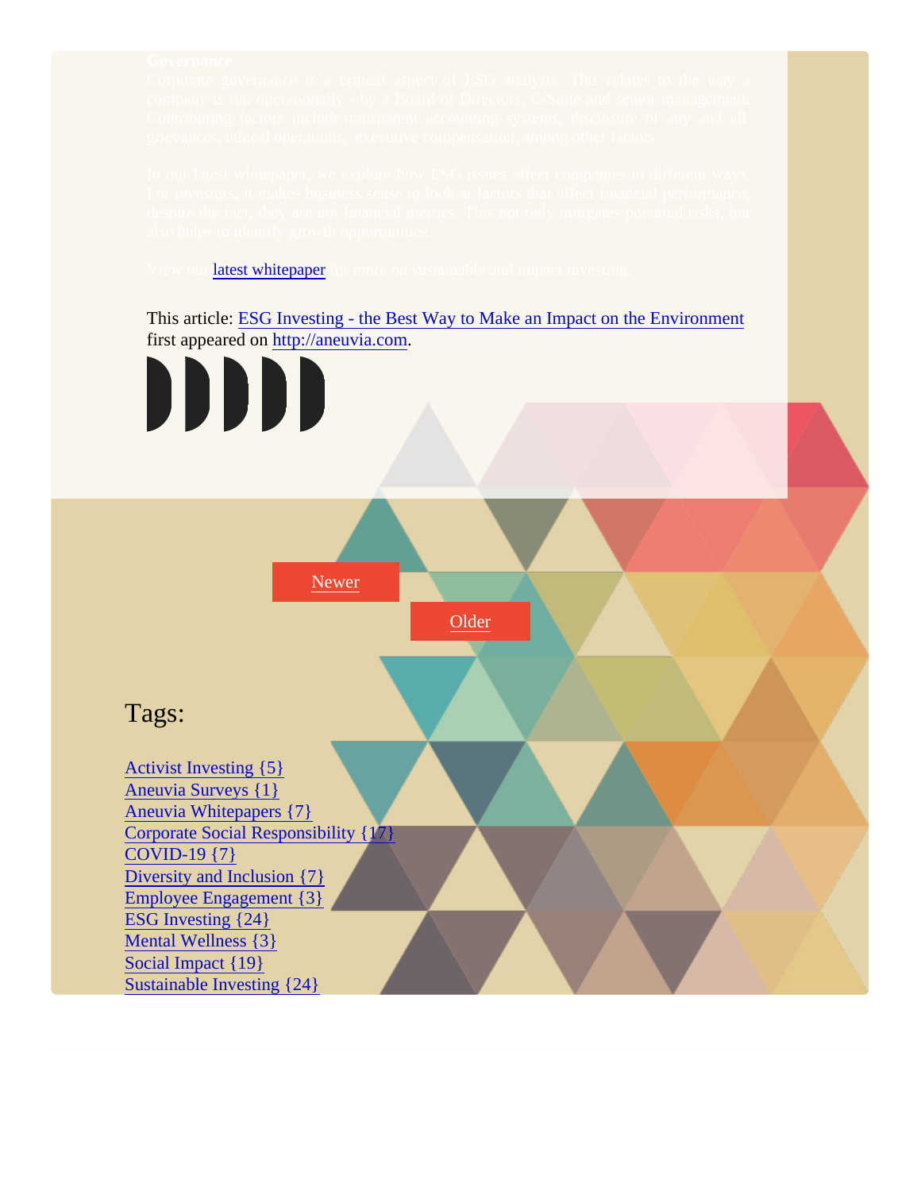**Governance**

Corporate governance is a critical aspect of ESG analysis. This relates to the way a company is run operationally - by a Board of Directors, C-Suite and senior management. Contributing factors include transparent accounting systems, disclosure of any and all grievances, ethical operations, executive compensation, among other factors.

In our latest whitepaper, we explore how ESG issues affect companies in different ways. For investors, it makes business sense to look at factors that affect financial performance, despite the fact, they are not financial metrics. This not only mitigates potential risks, but also helps to identify growth opportunities.

View our [latest whitepaper] for more on sustainable and impact investing.

This article: [ESG Investing - the Best Way to Make an Impact on the Environment] first appeared on [http://aneuvia.com].

Newer

Older

## Tags:

- Activist Investing {5}
- Aneuvia Surveys {1}
- Aneuvia Whitepapers {7}
- Corporate Social Responsibility {17}
- COVID-19 {7}
- Diversity and Inclusion {7}
- Employee Engagement {3}
- ESG Investing {24}
- Mental Wellness {3}
- Social Impact {19}
- Sustainable Investing {24}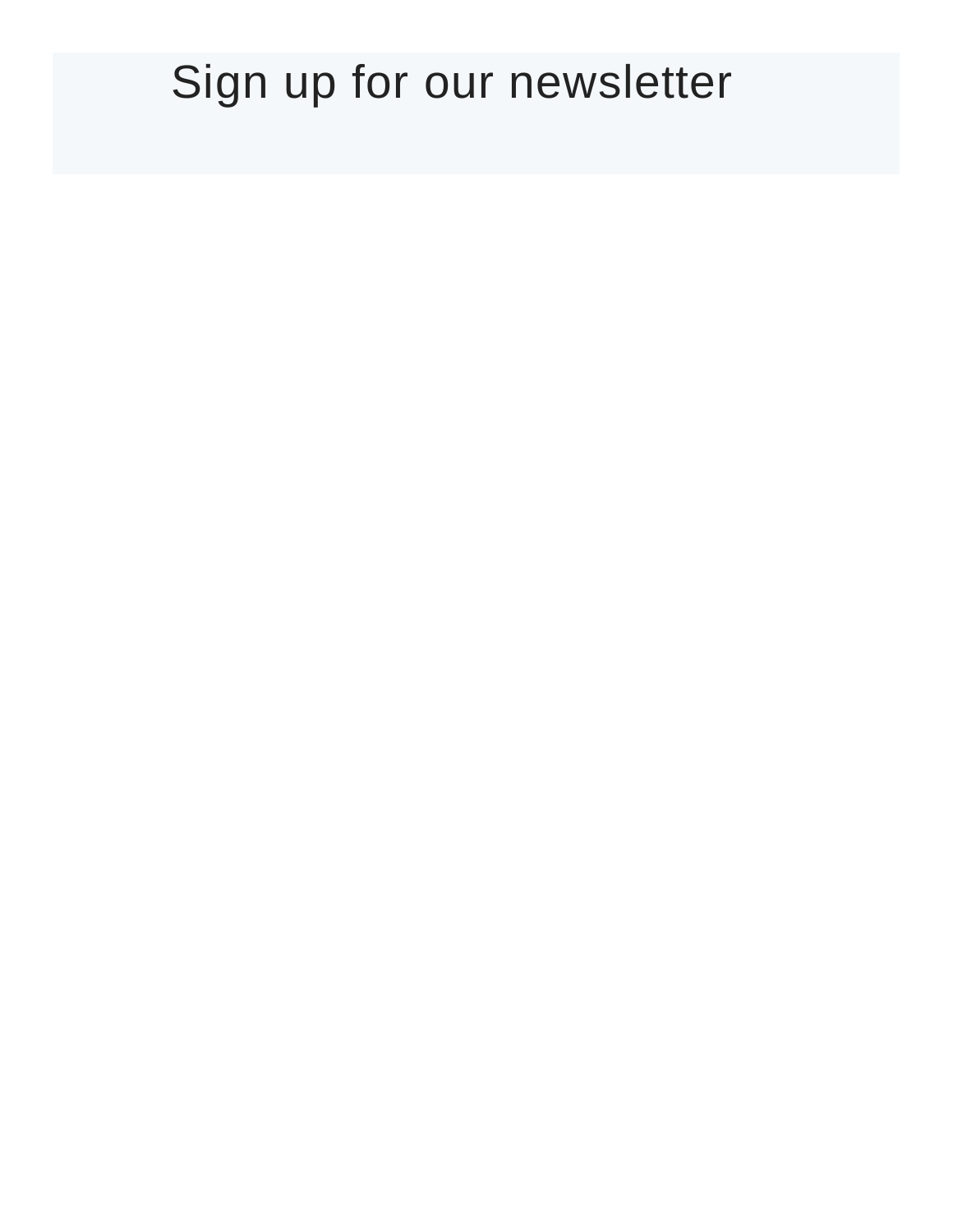# Sign up for our newsletter